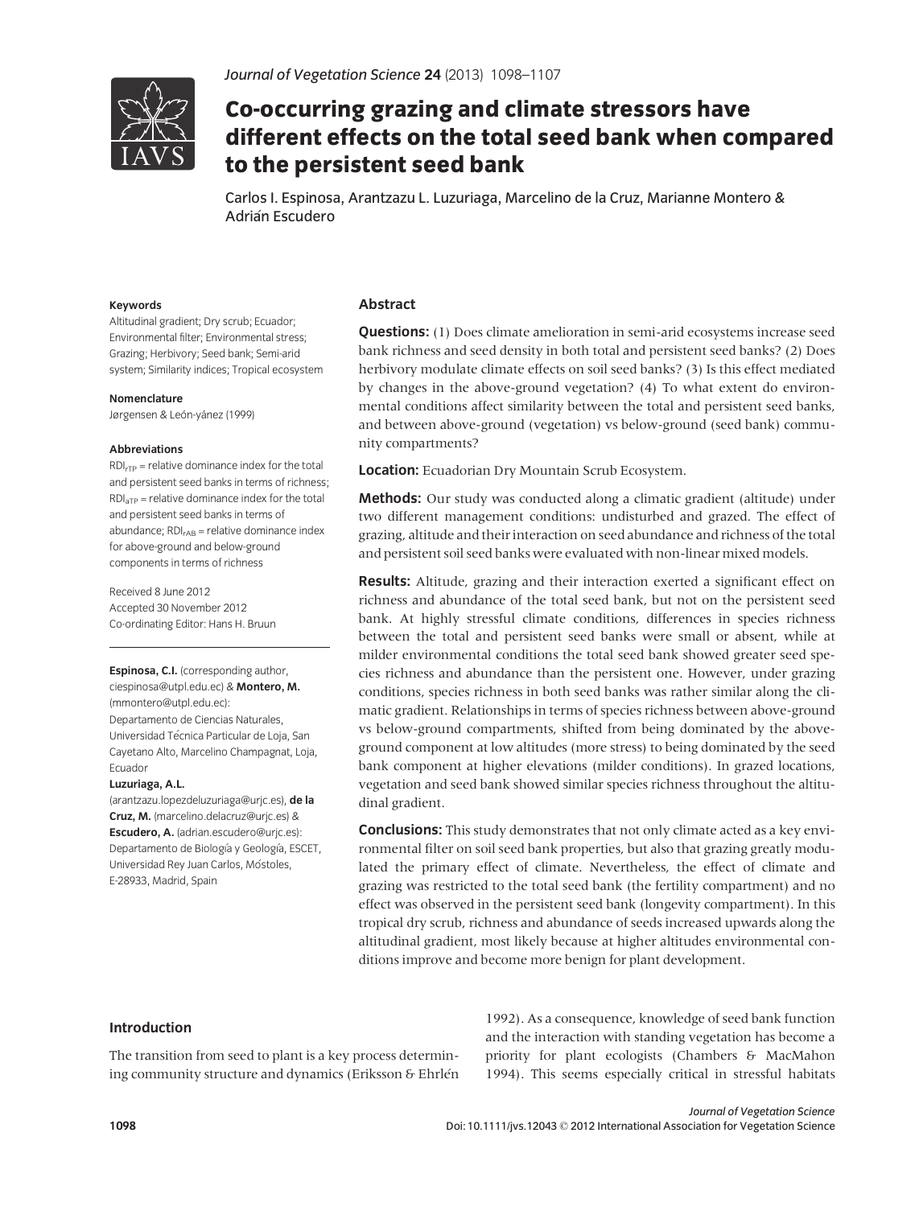# Co-occurring grazing and climate stressors have different effects on the total seed bank when compared to the persistent seed bank

Carlos I. Espinosa, Arantzazu L. Luzuriaga, Marcelino de la Cruz, Marianne Montero & Adrián Escudero

**Keywords**

Altitudinal gradient; Dry scrub; Ecuador; Environmental filter; Environmental stress; Grazing; Herbivory; Seed bank; Semi-arid system; Similarity indices; Tropical ecosystem

**Nomenclature**

Jørgensen & León-yánez (1999)

**Abbreviations**

$RDI_{rTP}$ = relative dominance index for the total and persistent seed banks in terms of richness; $RDI_{aTP}$ = relative dominance index for the total and persistent seed banks in terms of abundance; $RDI_{rAB}$ = relative dominance index for above-ground and below-ground components in terms of richness

Received 8 June 2012
Accepted 30 November 2012
Co-ordinating Editor: Hans H. Bruun

**Espinosa, C.I.** (corresponding author, ciespinosa@utpl.edu.ec) & **Montero, M.** (mmontero@utpl.edu.ec): Departamento de Ciencias Naturales, Universidad Técnica Particular de Loja, San Cayetano Alto, Marcelino Champagnat, Loja, Ecuador

**Luzuriaga, A.L.** (arantzazu.lopezdeluzuriaga@urjc.es), **de la Cruz, M.** (marcelino.delacruz@urjc.es) & **Escudero, A.** (adrian.escudero@urjc.es): Departamento de Biología y Geología, ESCET, Universidad Rey Juan Carlos, Móstoles, E-28933, Madrid, Spain

## Abstract

**Questions:** (1) Does climate amelioration in semi-arid ecosystems increase seed bank richness and seed density in both total and persistent seed banks? (2) Does herbivory modulate climate effects on soil seed banks? (3) Is this effect mediated by changes in the above-ground vegetation? (4) To what extent do environmental conditions affect similarity between the total and persistent seed banks, and between above-ground (vegetation) vs below-ground (seed bank) community compartments?

**Location:** Ecuadorian Dry Mountain Scrub Ecosystem.

**Methods:** Our study was conducted along a climatic gradient (altitude) under two different management conditions: undisturbed and grazed. The effect of grazing, altitude and their interaction on seed abundance and richness of the total and persistent soil seed banks were evaluated with non-linear mixed models.

**Results:** Altitude, grazing and their interaction exerted a significant effect on richness and abundance of the total seed bank, but not on the persistent seed bank. At highly stressful climate conditions, differences in species richness between the total and persistent seed banks were small or absent, while at milder environmental conditions the total seed bank showed greater seed species richness and abundance than the persistent one. However, under grazing conditions, species richness in both seed banks was rather similar along the climatic gradient. Relationships in terms of species richness between above-ground vs below-ground compartments, shifted from being dominated by the above-ground component at low altitudes (more stress) to being dominated by the seed bank component at higher elevations (milder conditions). In grazed locations, vegetation and seed bank showed similar species richness throughout the altitudinal gradient.

**Conclusions:** This study demonstrates that not only climate acted as a key environmental filter on soil seed bank properties, but also that grazing greatly modulated the primary effect of climate. Nevertheless, the effect of climate and grazing was restricted to the total seed bank (the fertility compartment) and no effect was observed in the persistent seed bank (longevity compartment). In this tropical dry scrub, richness and abundance of seeds increased upwards along the altitudinal gradient, most likely because at higher altitudes environmental conditions improve and become more benign for plant development.

## Introduction

The transition from seed to plant is a key process determining community structure and dynamics (Eriksson & Ehrlén 1992). As a consequence, knowledge of seed bank function and the interaction with standing vegetation has become a priority for plant ecologists (Chambers & MacMahon 1994). This seems especially critical in stressful habitats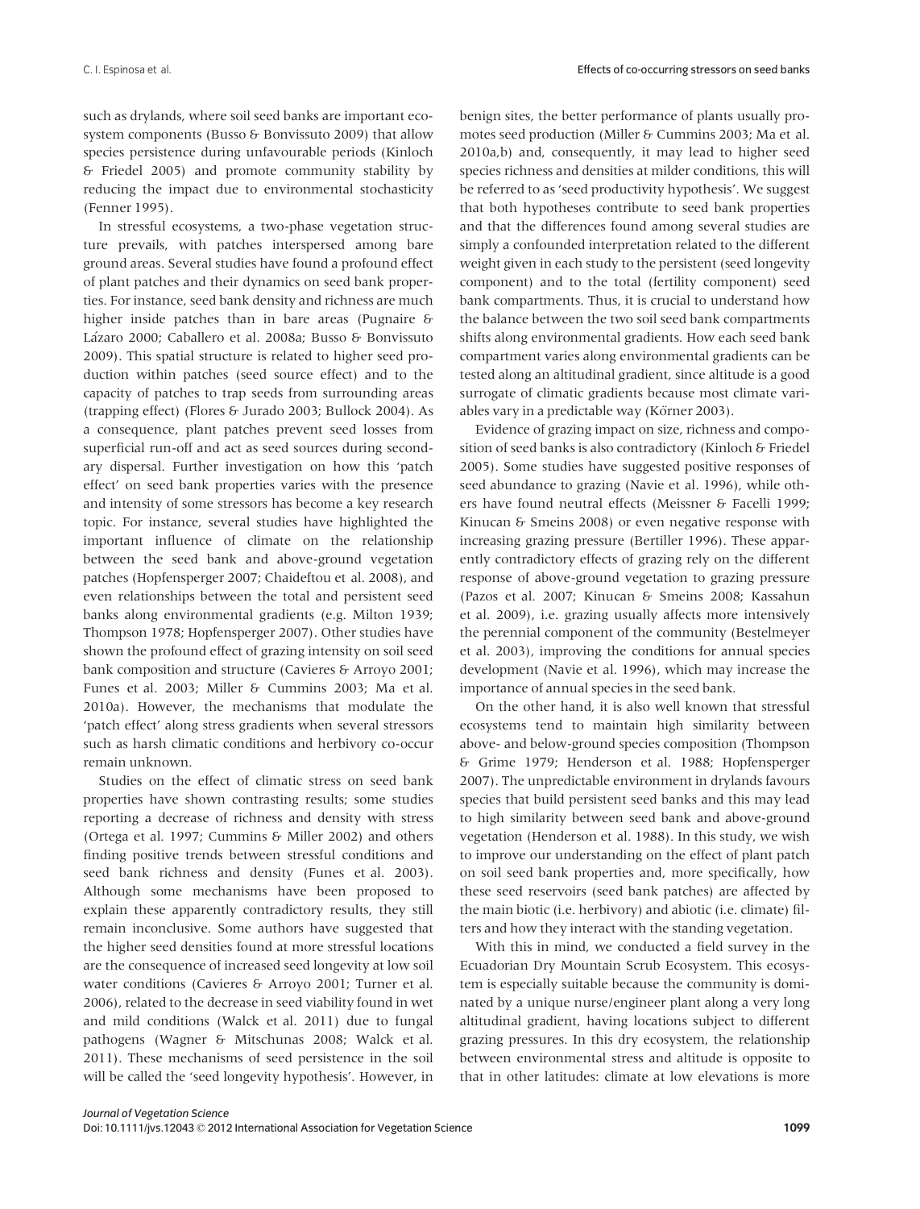such as drylands, where soil seed banks are important ecosystem components (Busso & Bonvissuto 2009) that allow species persistence during unfavourable periods (Kinloch & Friedel 2005) and promote community stability by reducing the impact due to environmental stochasticity (Fenner 1995).

In stressful ecosystems, a two-phase vegetation structure prevails, with patches interspersed among bare ground areas. Several studies have found a profound effect of plant patches and their dynamics on seed bank properties. For instance, seed bank density and richness are much higher inside patches than in bare areas (Pugnaire & Lázaro 2000; Caballero et al. 2008a; Busso & Bonvissuto 2009). This spatial structure is related to higher seed production within patches (seed source effect) and to the capacity of patches to trap seeds from surrounding areas (trapping effect) (Flores & Jurado 2003; Bullock 2004). As a consequence, plant patches prevent seed losses from superficial run-off and act as seed sources during secondary dispersal. Further investigation on how this 'patch effect' on seed bank properties varies with the presence and intensity of some stressors has become a key research topic. For instance, several studies have highlighted the important influence of climate on the relationship between the seed bank and above-ground vegetation patches (Hopfensperger 2007; Chaideftou et al. 2008), and even relationships between the total and persistent seed banks along environmental gradients (e.g. Milton 1939; Thompson 1978; Hopfensperger 2007). Other studies have shown the profound effect of grazing intensity on soil seed bank composition and structure (Cavieres & Arroyo 2001; Funes et al. 2003; Miller & Cummins 2003; Ma et al. 2010a). However, the mechanisms that modulate the 'patch effect' along stress gradients when several stressors such as harsh climatic conditions and herbivory co-occur remain unknown.

Studies on the effect of climatic stress on seed bank properties have shown contrasting results; some studies reporting a decrease of richness and density with stress (Ortega et al. 1997; Cummins & Miller 2002) and others finding positive trends between stressful conditions and seed bank richness and density (Funes et al. 2003). Although some mechanisms have been proposed to explain these apparently contradictory results, they still remain inconclusive. Some authors have suggested that the higher seed densities found at more stressful locations are the consequence of increased seed longevity at low soil water conditions (Cavieres & Arroyo 2001; Turner et al. 2006), related to the decrease in seed viability found in wet and mild conditions (Walck et al. 2011) due to fungal pathogens (Wagner & Mitschunas 2008; Walck et al. 2011). These mechanisms of seed persistence in the soil will be called the 'seed longevity hypothesis'. However, in benign sites, the better performance of plants usually promotes seed production (Miller & Cummins 2003; Ma et al. 2010a,b) and, consequently, it may lead to higher seed species richness and densities at milder conditions, this will be referred to as 'seed productivity hypothesis'. We suggest that both hypotheses contribute to seed bank properties and that the differences found among several studies are simply a confounded interpretation related to the different weight given in each study to the persistent (seed longevity component) and to the total (fertility component) seed bank compartments. Thus, it is crucial to understand how the balance between the two soil seed bank compartments shifts along environmental gradients. How each seed bank compartment varies along environmental gradients can be tested along an altitudinal gradient, since altitude is a good surrogate of climatic gradients because most climate variables vary in a predictable way (Körner 2003).

Evidence of grazing impact on size, richness and composition of seed banks is also contradictory (Kinloch & Friedel 2005). Some studies have suggested positive responses of seed abundance to grazing (Navie et al. 1996), while others have found neutral effects (Meissner & Facelli 1999; Kinucan & Smeins 2008) or even negative response with increasing grazing pressure (Bertiller 1996). These apparently contradictory effects of grazing rely on the different response of above-ground vegetation to grazing pressure (Pazos et al. 2007; Kinucan & Smeins 2008; Kassahun et al. 2009), i.e. grazing usually affects more intensively the perennial component of the community (Bestelmeyer et al. 2003), improving the conditions for annual species development (Navie et al. 1996), which may increase the importance of annual species in the seed bank.

On the other hand, it is also well known that stressful ecosystems tend to maintain high similarity between above- and below-ground species composition (Thompson & Grime 1979; Henderson et al. 1988; Hopfensperger 2007). The unpredictable environment in drylands favours species that build persistent seed banks and this may lead to high similarity between seed bank and above-ground vegetation (Henderson et al. 1988). In this study, we wish to improve our understanding on the effect of plant patch on soil seed bank properties and, more specifically, how these seed reservoirs (seed bank patches) are affected by the main biotic (i.e. herbivory) and abiotic (i.e. climate) filters and how they interact with the standing vegetation.

With this in mind, we conducted a field survey in the Ecuadorian Dry Mountain Scrub Ecosystem. This ecosystem is especially suitable because the community is dominated by a unique nurse/engineer plant along a very long altitudinal gradient, having locations subject to different grazing pressures. In this dry ecosystem, the relationship between environmental stress and altitude is opposite to that in other latitudes: climate at low elevations is more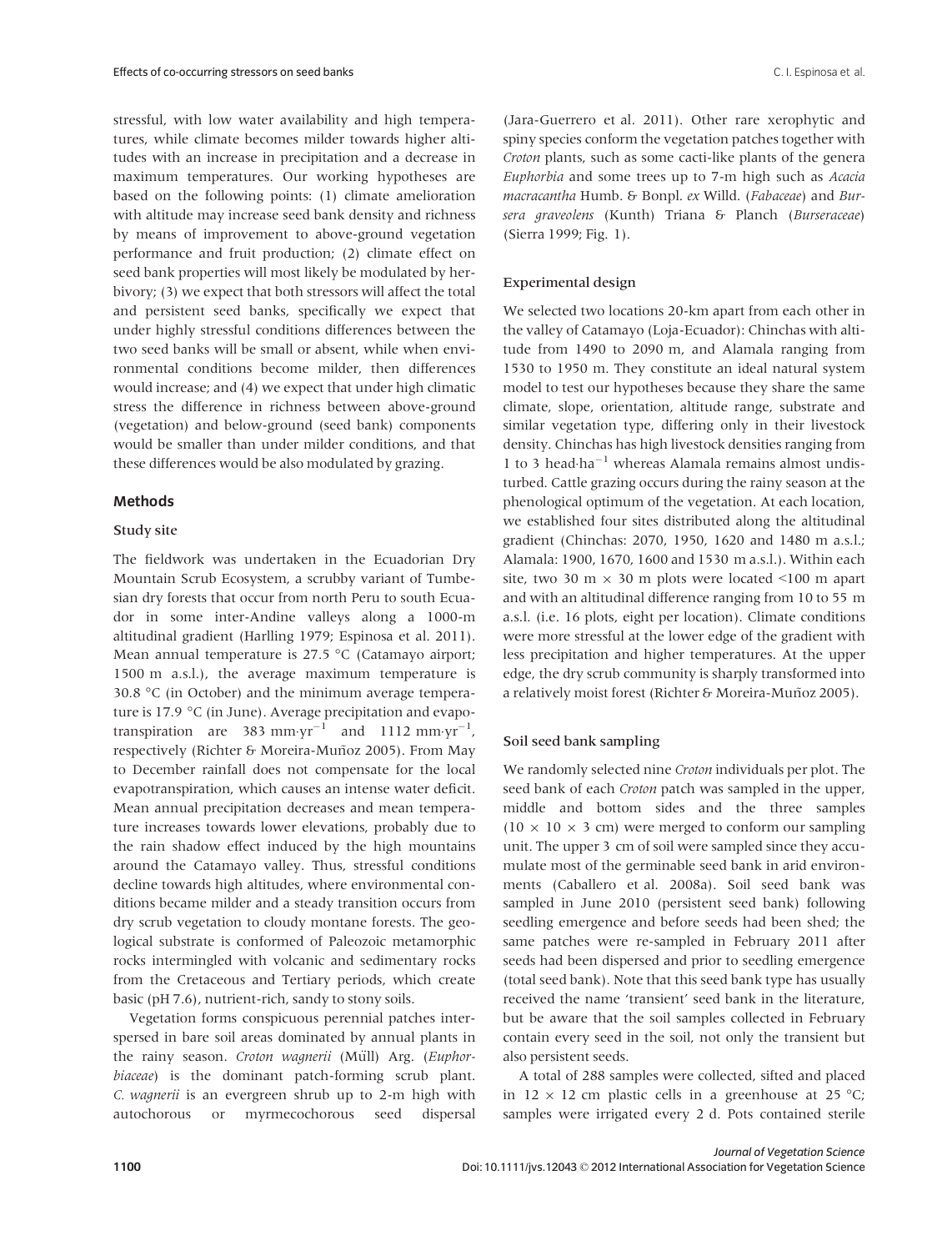stressful, with low water availability and high temperatures, while climate becomes milder towards higher altitudes with an increase in precipitation and a decrease in maximum temperatures. Our working hypotheses are based on the following points: (1) climate amelioration with altitude may increase seed bank density and richness by means of improvement to above-ground vegetation performance and fruit production; (2) climate effect on seed bank properties will most likely be modulated by herbivory; (3) we expect that both stressors will affect the total and persistent seed banks, specifically we expect that under highly stressful conditions differences between the two seed banks will be small or absent, while when environmental conditions become milder, then differences would increase; and (4) we expect that under high climatic stress the difference in richness between above-ground (vegetation) and below-ground (seed bank) components would be smaller than under milder conditions, and that these differences would be also modulated by grazing.

## Methods

### Study site

The fieldwork was undertaken in the Ecuadorian Dry Mountain Scrub Ecosystem, a scrubby variant of Tumbesian dry forests that occur from north Peru to south Ecuador in some inter-Andine valleys along a 1000-m altitudinal gradient (Harlling 1979; Espinosa et al. 2011). Mean annual temperature is 27.5 °C (Catamayo airport; 1500 m a.s.l.), the average maximum temperature is 30.8 °C (in October) and the minimum average temperature is 17.9 °C (in June). Average precipitation and evapotranspiration are 383 mm·yr$^{-1}$ and 1112 mm·yr$^{-1}$, respectively (Richter & Moreira-Muñoz 2005). From May to December rainfall does not compensate for the local evapotranspiration, which causes an intense water deficit. Mean annual precipitation decreases and mean temperature increases towards lower elevations, probably due to the rain shadow effect induced by the high mountains around the Catamayo valley. Thus, stressful conditions decline towards high altitudes, where environmental conditions became milder and a steady transition occurs from dry scrub vegetation to cloudy montane forests. The geological substrate is conformed of Paleozoic metamorphic rocks intermingled with volcanic and sedimentary rocks from the Cretaceous and Tertiary periods, which create basic (pH 7.6), nutrient-rich, sandy to stony soils.

Vegetation forms conspicuous perennial patches interspersed in bare soil areas dominated by annual plants in the rainy season. *Croton wagnerii* (Mŭll) Arg. (*Euphorbiaceae*) is the dominant patch-forming scrub plant. *C. wagnerii* is an evergreen shrub up to 2-m high with autochorous or myrmecochorous seed dispersal (Jara-Guerrero et al. 2011). Other rare xerophytic and spiny species conform the vegetation patches together with *Croton* plants, such as some cacti-like plants of the genera *Euphorbia* and some trees up to 7-m high such as *Acacia macracantha* Humb. & Bonpl. *ex* Willd. (*Fabaceae*) and *Bursera graveolens* (Kunth) Triana & Planch (*Burseraceae*) (Sierra 1999; Fig. 1).

### Experimental design

We selected two locations 20-km apart from each other in the valley of Catamayo (Loja-Ecuador): Chinchas with altitude from 1490 to 2090 m, and Alamala ranging from 1530 to 1950 m. They constitute an ideal natural system model to test our hypotheses because they share the same climate, slope, orientation, altitude range, substrate and similar vegetation type, differing only in their livestock density. Chinchas has high livestock densities ranging from 1 to 3 head·ha$^{-1}$ whereas Alamala remains almost undisturbed. Cattle grazing occurs during the rainy season at the phenological optimum of the vegetation. At each location, we established four sites distributed along the altitudinal gradient (Chinchas: 2070, 1950, 1620 and 1480 m a.s.l.; Alamala: 1900, 1670, 1600 and 1530 m a.s.l.). Within each site, two 30 m × 30 m plots were located <100 m apart and with an altitudinal difference ranging from 10 to 55 m a.s.l. (i.e. 16 plots, eight per location). Climate conditions were more stressful at the lower edge of the gradient with less precipitation and higher temperatures. At the upper edge, the dry scrub community is sharply transformed into a relatively moist forest (Richter & Moreira-Muñoz 2005).

### Soil seed bank sampling

We randomly selected nine *Croton* individuals per plot. The seed bank of each *Croton* patch was sampled in the upper, middle and bottom sides and the three samples (10 × 10 × 3 cm) were merged to conform our sampling unit. The upper 3 cm of soil were sampled since they accumulate most of the germinable seed bank in arid environments (Caballero et al. 2008a). Soil seed bank was sampled in June 2010 (persistent seed bank) following seedling emergence and before seeds had been shed; the same patches were re-sampled in February 2011 after seeds had been dispersed and prior to seedling emergence (total seed bank). Note that this seed bank type has usually received the name 'transient' seed bank in the literature, but be aware that the soil samples collected in February contain every seed in the soil, not only the transient but also persistent seeds.

A total of 288 samples were collected, sifted and placed in 12 × 12 cm plastic cells in a greenhouse at 25 °C; samples were irrigated every 2 d. Pots contained sterile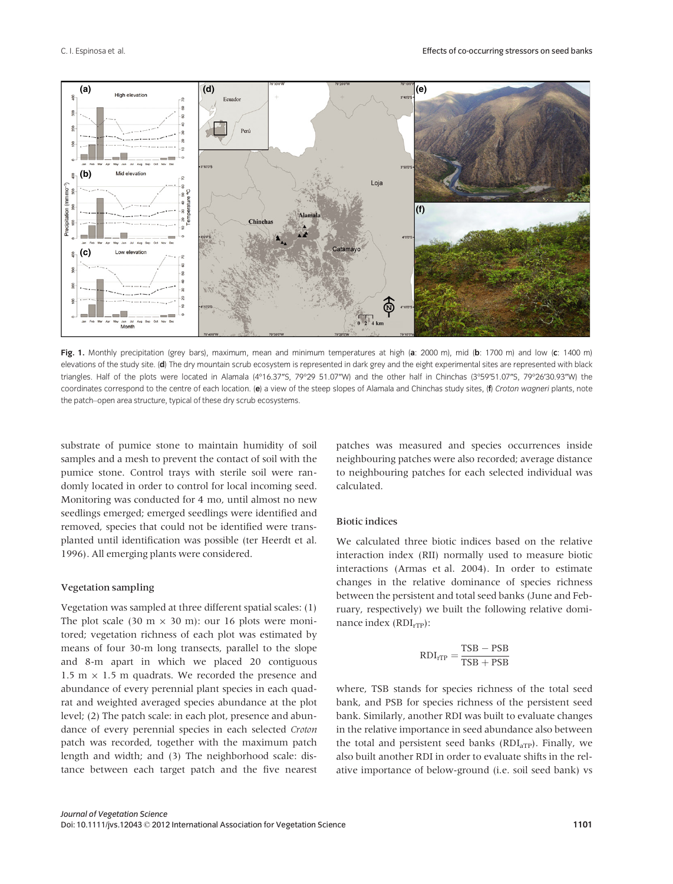Fig. 1. Monthly precipitation (grey bars), maximum, mean and minimum temperatures at high (**a**: 2000 m), mid (**b**: 1700 m) and low (**c**: 1400 m) elevations of the study site. (**d**) The dry mountain scrub ecosystem is represented in dark grey and the eight experimental sites are represented with black triangles. Half of the plots were located in Alamala (4°16.37″S, 79°29 51.07″W) and the other half in Chinchas (3°59′51.07″S, 79°26′30.93″W) the coordinates correspond to the centre of each location. (**e**) a view of the steep slopes of Alamala and Chinchas study sites, (**f**) *Croton wagneri* plants, note the patch–open area structure, typical of these dry scrub ecosystems.

substrate of pumice stone to maintain humidity of soil samples and a mesh to prevent the contact of soil with the pumice stone. Control trays with sterile soil were randomly located in order to control for local incoming seed. Monitoring was conducted for 4 mo, until almost no new seedlings emerged; emerged seedlings were identified and removed, species that could not be identified were transplanted until identification was possible (ter Heerdt et al. 1996). All emerging plants were considered.

### Vegetation sampling

Vegetation was sampled at three different spatial scales: (1) The plot scale (30 m × 30 m): our 16 plots were monitored; vegetation richness of each plot was estimated by means of four 30-m long transects, parallel to the slope and 8-m apart in which we placed 20 contiguous 1.5 m × 1.5 m quadrats. We recorded the presence and abundance of every perennial plant species in each quadrat and weighted averaged species abundance at the plot level; (2) The patch scale: in each plot, presence and abundance of every perennial species in each selected *Croton* patch was recorded, together with the maximum patch length and width; and (3) The neighborhood scale: distance between each target patch and the five nearest patches was measured and species occurrences inside neighbouring patches were also recorded; average distance to neighbouring patches for each selected individual was calculated.

### Biotic indices

We calculated three biotic indices based on the relative interaction index (RII) normally used to measure biotic interactions (Armas et al. 2004). In order to estimate changes in the relative dominance of species richness between the persistent and total seed banks (June and February, respectively) we built the following relative dominance index ($RDI_{rTP}$):

$$RDI_{rTP} = \frac{TSB - PSB}{TSB + PSB}$$

where, TSB stands for species richness of the total seed bank, and PSB for species richness of the persistent seed bank. Similarly, another RDI was built to evaluate changes in the relative importance in seed abundance also between the total and persistent seed banks ($RDI_{aTP}$). Finally, we also built another RDI in order to evaluate shifts in the relative importance of below-ground (i.e. soil seed bank) vs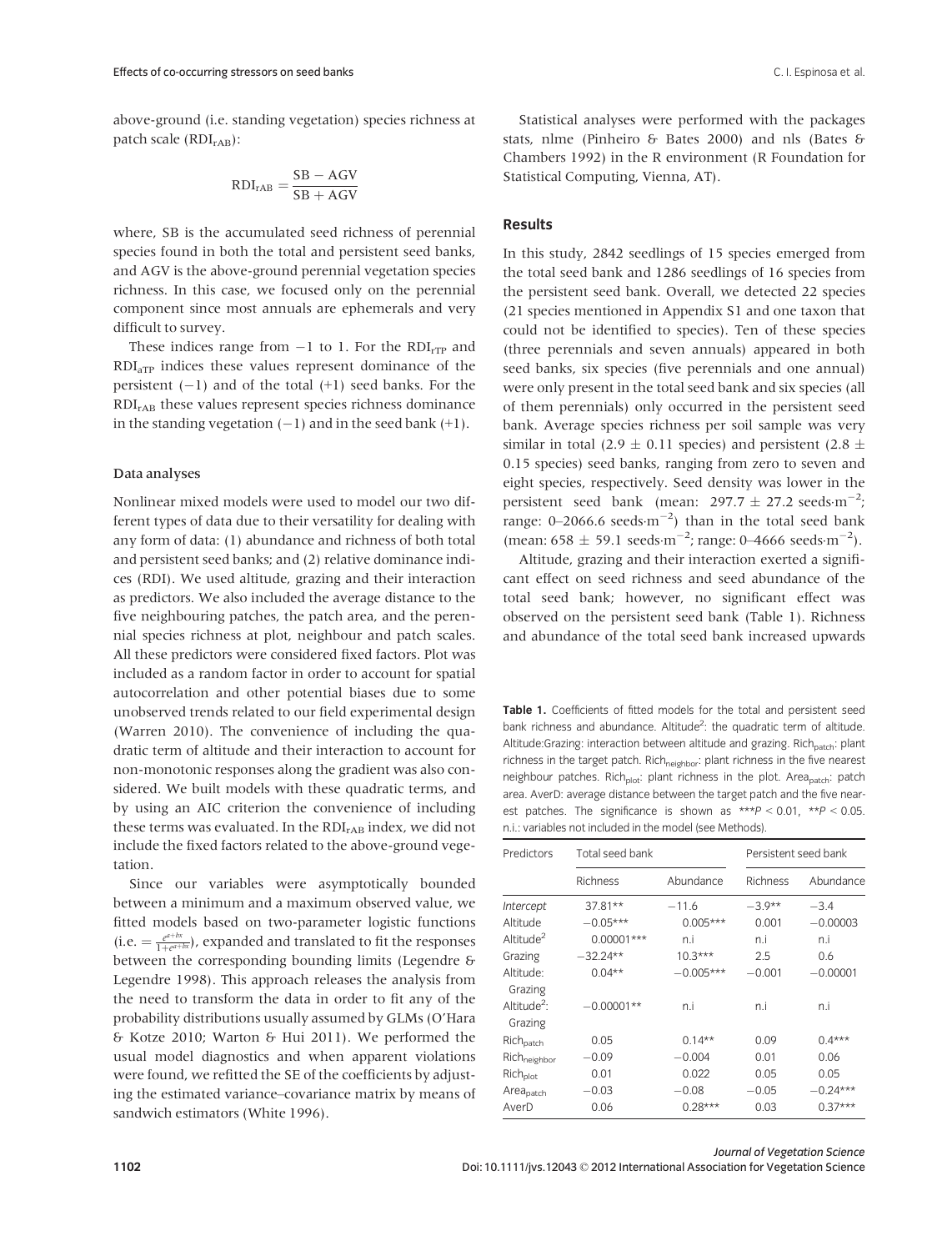above-ground (i.e. standing vegetation) species richness at patch scale ($RDI_{rAB}$):

$$RDI_{rAB} = \frac{SB - AGV}{SB + AGV}$$

where, SB is the accumulated seed richness of perennial species found in both the total and persistent seed banks, and AGV is the above-ground perennial vegetation species richness. In this case, we focused only on the perennial component since most annuals are ephemerals and very difficult to survey.

These indices range from −1 to 1. For the $RDI_{rTP}$ and $RDI_{aTP}$ indices these values represent dominance of the persistent (−1) and of the total (+1) seed banks. For the $RDI_{rAB}$ these values represent species richness dominance in the standing vegetation (−1) and in the seed bank (+1).

### Data analyses

Nonlinear mixed models were used to model our two different types of data due to their versatility for dealing with any form of data: (1) abundance and richness of both total and persistent seed banks; and (2) relative dominance indices (RDI). We used altitude, grazing and their interaction as predictors. We also included the average distance to the five neighbouring patches, the patch area, and the perennial species richness at plot, neighbour and patch scales. All these predictors were considered fixed factors. Plot was included as a random factor in order to account for spatial autocorrelation and other potential biases due to some unobserved trends related to our field experimental design (Warren 2010). The convenience of including the quadratic term of altitude and their interaction to account for non-monotonic responses along the gradient was also considered. We built models with these quadratic terms, and by using an AIC criterion the convenience of including these terms was evaluated. In the $RDI_{rAB}$ index, we did not include the fixed factors related to the above-ground vegetation.

Since our variables were asymptotically bounded between a minimum and a maximum observed value, we fitted models based on two-parameter logistic functions (i.e. $= \frac{e^{a+bx}}{1+e^{a+bx}}$), expanded and translated to fit the responses between the corresponding bounding limits (Legendre & Legendre 1998). This approach releases the analysis from the need to transform the data in order to fit any of the probability distributions usually assumed by GLMs (O'Hara & Kotze 2010; Warton & Hui 2011). We performed the usual model diagnostics and when apparent violations were found, we refitted the SE of the coefficients by adjusting the estimated variance–covariance matrix by means of sandwich estimators (White 1996).

Statistical analyses were performed with the packages stats, nlme (Pinheiro & Bates 2000) and nls (Bates & Chambers 1992) in the R environment (R Foundation for Statistical Computing, Vienna, AT).

## Results

In this study, 2842 seedlings of 15 species emerged from the total seed bank and 1286 seedlings of 16 species from the persistent seed bank. Overall, we detected 22 species (21 species mentioned in Appendix S1 and one taxon that could not be identified to species). Ten of these species (three perennials and seven annuals) appeared in both seed banks, six species (five perennials and one annual) were only present in the total seed bank and six species (all of them perennials) only occurred in the persistent seed bank. Average species richness per soil sample was very similar in total (2.9 ± 0.11 species) and persistent (2.8 ± 0.15 species) seed banks, ranging from zero to seven and eight species, respectively. Seed density was lower in the persistent seed bank (mean: 297.7 ± 27.2 seeds·m$^{-2}$; range: 0–2066.6 seeds·m$^{-2}$) than in the total seed bank (mean: 658 ± 59.1 seeds·m$^{-2}$; range: 0–4666 seeds·m$^{-2}$).

Altitude, grazing and their interaction exerted a significant effect on seed richness and seed abundance of the total seed bank; however, no significant effect was observed on the persistent seed bank (Table 1). Richness and abundance of the total seed bank increased upwards

**Table 1.** Coefficients of fitted models for the total and persistent seed bank richness and abundance. Altitude$^2$: the quadratic term of altitude. Altitude:Grazing: interaction between altitude and grazing. $Rich_{patch}$: plant richness in the target patch. $Rich_{neighbor}$: plant richness in the five nearest neighbour patches. $Rich_{plot}$: plant richness in the plot. $Area_{patch}$: patch area. AverD: average distance between the target patch and the five nearest patches. The significance is shown as $***P < 0.01$, $**P < 0.05$. n.i.: variables not included in the model (see Methods).

| Predictors | Total seed bank | | Persistent seed bank | |
|---|---|---|---|---|
| | Richness | Abundance | Richness | Abundance |
| *Intercept* | 37.81** | −11.6 | −3.9** | −3.4 |
| Altitude | −0.05*** | 0.005*** | 0.001 | −0.00003 |
| Altitude$^2$ | 0.00001*** | n.i | n.i | n.i |
| Grazing | −32.24** | 10.3*** | 2.5 | 0.6 |
| Altitude: Grazing | 0.04** | −0.005*** | −0.001 | −0.00001 |
| Altitude$^2$: Grazing | −0.00001** | n.i | n.i | n.i |
| $Rich_{patch}$ | 0.05 | 0.14** | 0.09 | 0.4*** |
| $Rich_{neighbor}$ | −0.09 | −0.004 | 0.01 | 0.06 |
| $Rich_{plot}$ | 0.01 | 0.022 | 0.05 | 0.05 |
| $Area_{patch}$ | −0.03 | −0.08 | −0.05 | −0.24*** |
| AverD | 0.06 | 0.28*** | 0.03 | 0.37*** |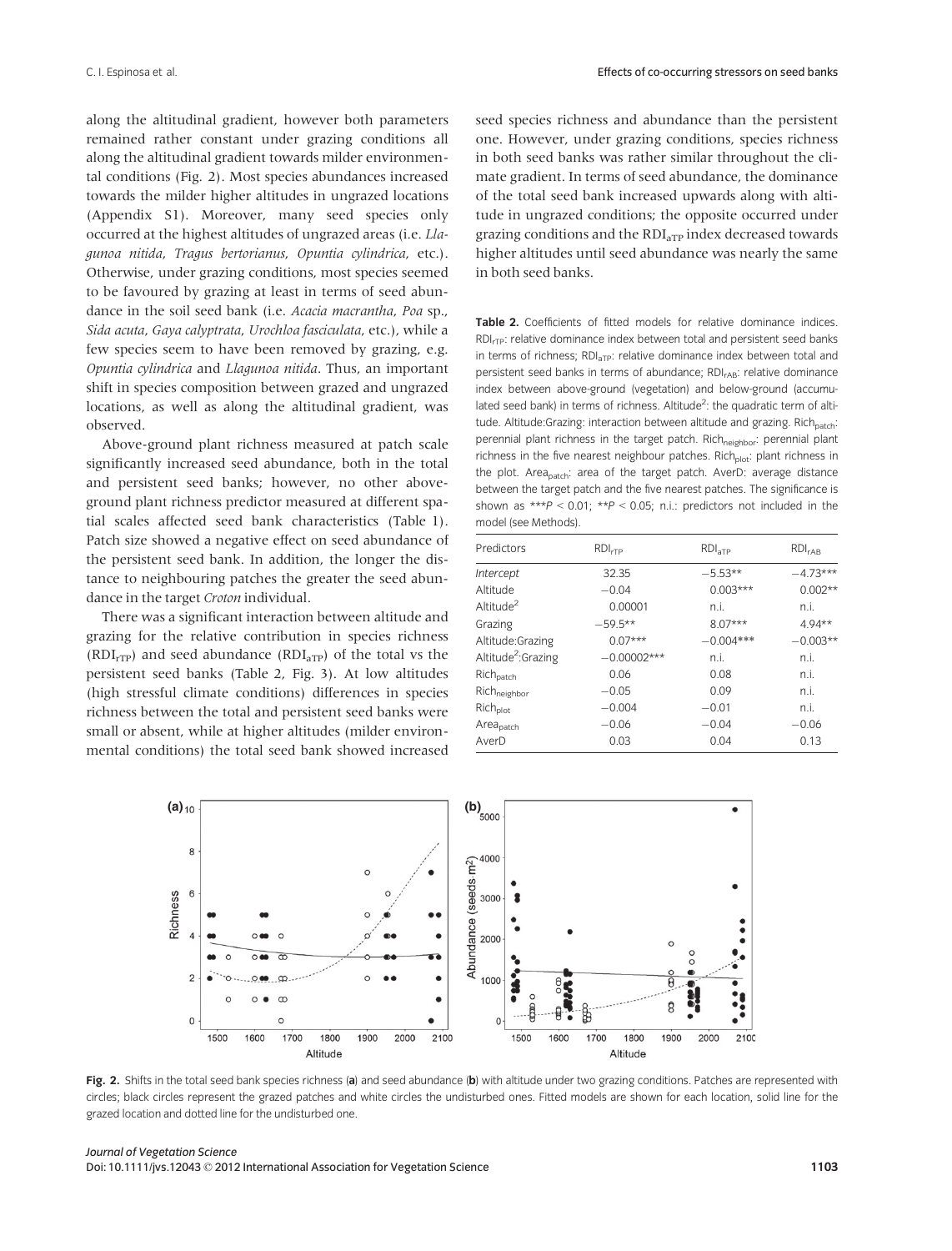along the altitudinal gradient, however both parameters remained rather constant under grazing conditions all along the altitudinal gradient towards milder environmental conditions (Fig. 2). Most species abundances increased towards the milder higher altitudes in ungrazed locations (Appendix S1). Moreover, many seed species only occurred at the highest altitudes of ungrazed areas (i.e. *Llagunoa nitida*, *Tragus bertorianus*, *Opuntia cylindrica*, etc.). Otherwise, under grazing conditions, most species seemed to be favoured by grazing at least in terms of seed abundance in the soil seed bank (i.e. *Acacia macrantha*, *Poa* sp., *Sida acuta*, *Gaya calyptrata*, *Urochloa fasciculata*, etc.), while a few species seem to have been removed by grazing, e.g. *Opuntia cylindrica* and *Llagunoa nitida*. Thus, an important shift in species composition between grazed and ungrazed locations, as well as along the altitudinal gradient, was observed.

Above-ground plant richness measured at patch scale significantly increased seed abundance, both in the total and persistent seed banks; however, no other above-ground plant richness predictor measured at different spatial scales affected seed bank characteristics (Table 1). Patch size showed a negative effect on seed abundance of the persistent seed bank. In addition, the longer the distance to neighbouring patches the greater the seed abundance in the target *Croton* individual.

There was a significant interaction between altitude and grazing for the relative contribution in species richness ($RDI_{rTP}$) and seed abundance ($RDI_{aTP}$) of the total vs the persistent seed banks (Table 2, Fig. 3). At low altitudes (high stressful climate conditions) differences in species richness between the total and persistent seed banks were small or absent, while at higher altitudes (milder environmental conditions) the total seed bank showed increased seed species richness and abundance than the persistent one. However, under grazing conditions, species richness in both seed banks was rather similar throughout the climate gradient. In terms of seed abundance, the dominance of the total seed bank increased upwards along with altitude in ungrazed conditions; the opposite occurred under grazing conditions and the $RDI_{aTP}$ index decreased towards higher altitudes until seed abundance was nearly the same in both seed banks.

**Table 2.** Coefficients of fitted models for relative dominance indices. $RDI_{rTP}$: relative dominance index between total and persistent seed banks in terms of richness; $RDI_{aTP}$: relative dominance index between total and persistent seed banks in terms of abundance; $RDI_{rAB}$: relative dominance index between above-ground (vegetation) and below-ground (accumulated seed bank) in terms of richness. $Altitude^2$: the quadratic term of altitude. Altitude:Grazing: interaction between altitude and grazing. $Rich_{patch}$: perennial plant richness in the target patch. $Rich_{neighbor}$: perennial plant richness in the five nearest neighbour patches. $Rich_{plot}$: plant richness in the plot. $Area_{patch}$: area of the target patch. AverD: average distance between the target patch and the five nearest patches. The significance is shown as \*\*\*$P < 0.01$; \*\*$P < 0.05$; n.i.: predictors not included in the model (see Methods).

| Predictors | $RDI_{rTP}$ | $RDI_{aTP}$ | $RDI_{rAB}$ |
|---|---|---|---|
| *Intercept* | 32.35 | −5.53** | −4.73*** |
| Altitude | −0.04 | 0.003*** | 0.002** |
| $Altitude^2$ | 0.00001 | n.i. | n.i. |
| Grazing | −59.5** | 8.07*** | 4.94** |
| Altitude:Grazing | 0.07*** | −0.004*** | −0.003** |
| $Altitude^2$:Grazing | −0.00002*** | n.i. | n.i. |
| $Rich_{patch}$ | 0.06 | 0.08 | n.i. |
| $Rich_{neighbor}$ | −0.05 | 0.09 | n.i. |
| $Rich_{plot}$ | −0.004 | −0.01 | n.i. |
| $Area_{patch}$ | −0.06 | −0.04 | −0.06 |
| AverD | 0.03 | 0.04 | 0.13 |

**Fig. 2.** Shifts in the total seed bank species richness (**a**) and seed abundance (**b**) with altitude under two grazing conditions. Patches are represented with circles; black circles represent the grazed patches and white circles the undisturbed ones. Fitted models are shown for each location, solid line for the grazed location and dotted line for the undisturbed one.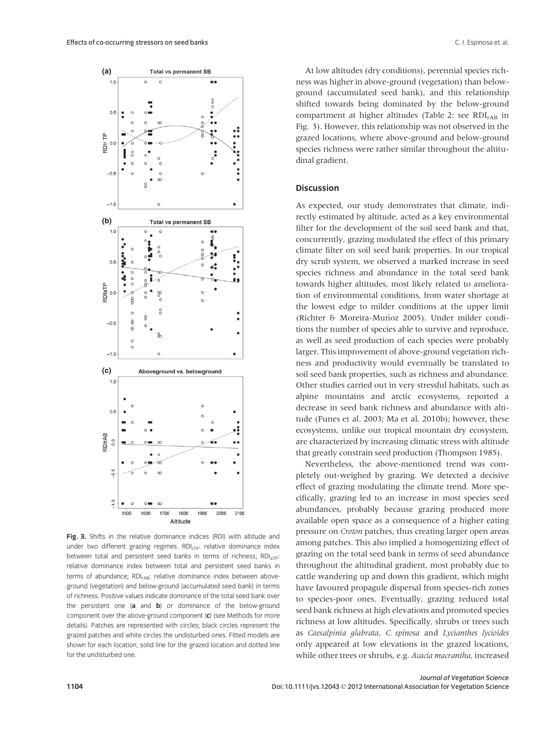Fig. 3. Shifts in the relative dominance indices (RDI) with altitude and under two different grazing regimes. $RDI_{rTP}$: relative dominance index between total and persistent seed banks in terms of richness; $RDI_{aTP}$: relative dominance index between total and persistent seed banks in terms of abundance; $RDI_{rAB}$: relative dominance index between above-ground (vegetation) and below-ground (accumulated seed bank) in terms of richness. Positive values indicate dominance of the total seed bank over the persistent one (**a** and **b**) or dominance of the below-ground component over the above-ground component (**c**) (see Methods for more details). Patches are represented with circles; black circles represent the grazed patches and white circles the undisturbed ones. Fitted models are shown for each location, solid line for the grazed location and dotted line for the undisturbed one.

At low altitudes (dry conditions), perennial species richness was higher in above-ground (vegetation) than below-ground (accumulated seed bank), and this relationship shifted towards being dominated by the below-ground compartment at higher altitudes (Table 2: see $RDI_{rAB}$ in Fig. 3). However, this relationship was not observed in the grazed locations, where above-ground and below-ground species richness were rather similar throughout the altitudinal gradient.

## Discussion

As expected, our study demonstrates that climate, indirectly estimated by altitude, acted as a key environmental filter for the development of the soil seed bank and that, concurrently, grazing modulated the effect of this primary climate filter on soil seed bank properties. In our tropical dry scrub system, we observed a marked increase in seed species richness and abundance in the total seed bank towards higher altitudes, most likely related to amelioration of environmental conditions, from water shortage at the lowest edge to milder conditions at the upper limit (Richter & Moreira-Muñoz 2005). Under milder conditions the number of species able to survive and reproduce, as well as seed production of each species were probably larger. This improvement of above-ground vegetation richness and productivity would eventually be translated to soil seed bank properties, such as richness and abundance. Other studies carried out in very stressful habitats, such as alpine mountains and arctic ecosystems, reported a decrease in seed bank richness and abundance with altitude (Funes et al. 2003; Ma et al. 2010b); however, these ecosystems, unlike our tropical mountain dry ecosystem, are characterized by increasing climatic stress with altitude that greatly constrain seed production (Thompson 1985).

Nevertheless, the above-mentioned trend was completely out-weighed by grazing. We detected a decisive effect of grazing modulating the climate trend. More specifically, grazing led to an increase in most species seed abundances, probably because grazing produced more available open space as a consequence of a higher eating pressure on *Croton* patches, thus creating larger open areas among patches. This also implied a homogenizing effect of grazing on the total seed bank in terms of seed abundance throughout the altitudinal gradient, most probably due to cattle wandering up and down this gradient, which might have favoured propagule dispersal from species-rich zones to species-poor ones. Eventually, grazing reduced total seed bank richness at high elevations and promoted species richness at low altitudes. Specifically, shrubs or trees such as *Caesalpinia glabrata*, *C. spinosa* and *Lycianthes lycioides* only appeared at low elevations in the grazed locations, while other trees or shrubs, e.g. *Acacia macrantha*, increased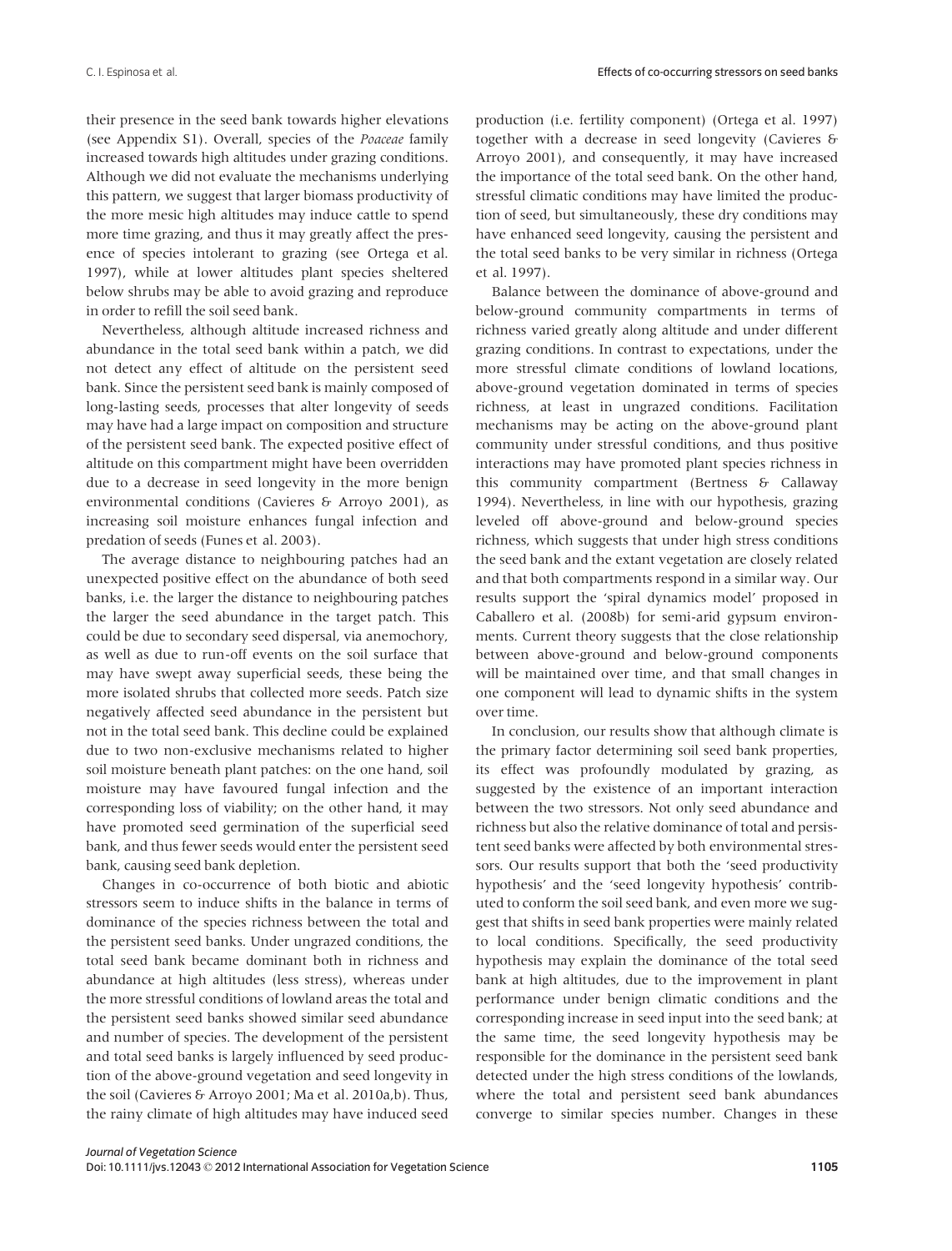their presence in the seed bank towards higher elevations (see Appendix S1). Overall, species of the *Poaceae* family increased towards high altitudes under grazing conditions. Although we did not evaluate the mechanisms underlying this pattern, we suggest that larger biomass productivity of the more mesic high altitudes may induce cattle to spend more time grazing, and thus it may greatly affect the presence of species intolerant to grazing (see Ortega et al. 1997), while at lower altitudes plant species sheltered below shrubs may be able to avoid grazing and reproduce in order to refill the soil seed bank.

Nevertheless, although altitude increased richness and abundance in the total seed bank within a patch, we did not detect any effect of altitude on the persistent seed bank. Since the persistent seed bank is mainly composed of long-lasting seeds, processes that alter longevity of seeds may have had a large impact on composition and structure of the persistent seed bank. The expected positive effect of altitude on this compartment might have been overridden due to a decrease in seed longevity in the more benign environmental conditions (Cavieres & Arroyo 2001), as increasing soil moisture enhances fungal infection and predation of seeds (Funes et al. 2003).

The average distance to neighbouring patches had an unexpected positive effect on the abundance of both seed banks, i.e. the larger the distance to neighbouring patches the larger the seed abundance in the target patch. This could be due to secondary seed dispersal, via anemochory, as well as due to run-off events on the soil surface that may have swept away superficial seeds, these being the more isolated shrubs that collected more seeds. Patch size negatively affected seed abundance in the persistent but not in the total seed bank. This decline could be explained due to two non-exclusive mechanisms related to higher soil moisture beneath plant patches: on the one hand, soil moisture may have favoured fungal infection and the corresponding loss of viability; on the other hand, it may have promoted seed germination of the superficial seed bank, and thus fewer seeds would enter the persistent seed bank, causing seed bank depletion.

Changes in co-occurrence of both biotic and abiotic stressors seem to induce shifts in the balance in terms of dominance of the species richness between the total and the persistent seed banks. Under ungrazed conditions, the total seed bank became dominant both in richness and abundance at high altitudes (less stress), whereas under the more stressful conditions of lowland areas the total and the persistent seed banks showed similar seed abundance and number of species. The development of the persistent and total seed banks is largely influenced by seed production of the above-ground vegetation and seed longevity in the soil (Cavieres & Arroyo 2001; Ma et al. 2010a,b). Thus, the rainy climate of high altitudes may have induced seed production (i.e. fertility component) (Ortega et al. 1997) together with a decrease in seed longevity (Cavieres & Arroyo 2001), and consequently, it may have increased the importance of the total seed bank. On the other hand, stressful climatic conditions may have limited the production of seed, but simultaneously, these dry conditions may have enhanced seed longevity, causing the persistent and the total seed banks to be very similar in richness (Ortega et al. 1997).

Balance between the dominance of above-ground and below-ground community compartments in terms of richness varied greatly along altitude and under different grazing conditions. In contrast to expectations, under the more stressful climate conditions of lowland locations, above-ground vegetation dominated in terms of species richness, at least in ungrazed conditions. Facilitation mechanisms may be acting on the above-ground plant community under stressful conditions, and thus positive interactions may have promoted plant species richness in this community compartment (Bertness & Callaway 1994). Nevertheless, in line with our hypothesis, grazing leveled off above-ground and below-ground species richness, which suggests that under high stress conditions the seed bank and the extant vegetation are closely related and that both compartments respond in a similar way. Our results support the 'spiral dynamics model' proposed in Caballero et al. (2008b) for semi-arid gypsum environments. Current theory suggests that the close relationship between above-ground and below-ground components will be maintained over time, and that small changes in one component will lead to dynamic shifts in the system over time.

In conclusion, our results show that although climate is the primary factor determining soil seed bank properties, its effect was profoundly modulated by grazing, as suggested by the existence of an important interaction between the two stressors. Not only seed abundance and richness but also the relative dominance of total and persistent seed banks were affected by both environmental stressors. Our results support that both the 'seed productivity hypothesis' and the 'seed longevity hypothesis' contributed to conform the soil seed bank, and even more we suggest that shifts in seed bank properties were mainly related to local conditions. Specifically, the seed productivity hypothesis may explain the dominance of the total seed bank at high altitudes, due to the improvement in plant performance under benign climatic conditions and the corresponding increase in seed input into the seed bank; at the same time, the seed longevity hypothesis may be responsible for the dominance in the persistent seed bank detected under the high stress conditions of the lowlands, where the total and persistent seed bank abundances converge to similar species number. Changes in these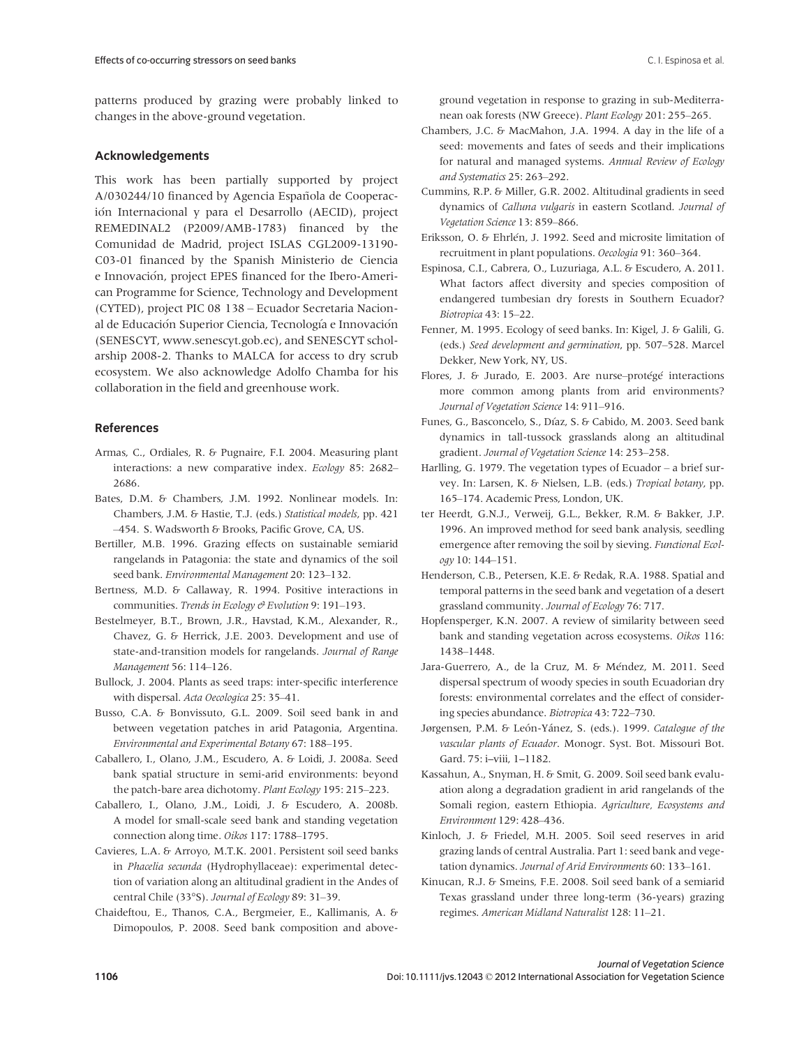patterns produced by grazing were probably linked to changes in the above-ground vegetation.

## Acknowledgements

This work has been partially supported by project A/030244/10 financed by Agencia Española de Cooperación Internacional y para el Desarrollo (AECID), project REMEDINAL2 (P2009/AMB-1783) financed by the Comunidad de Madrid, project ISLAS CGL2009-13190-C03-01 financed by the Spanish Ministerio de Ciencia e Innovación, project EPES financed for the Ibero-American Programme for Science, Technology and Development (CYTED), project PIC 08 138 – Ecuador Secretaria Nacional de Educación Superior Ciencia, Tecnología e Innovación (SENESCYT, www.senescyt.gob.ec), and SENESCYT scholarship 2008-2. Thanks to MALCA for access to dry scrub ecosystem. We also acknowledge Adolfo Chamba for his collaboration in the field and greenhouse work.

## References

Armas, C., Ordiales, R. & Pugnaire, F.I. 2004. Measuring plant interactions: a new comparative index. *Ecology* 85: 2682–2686.

Bates, D.M. & Chambers, J.M. 1992. Nonlinear models. In: Chambers, J.M. & Hastie, T.J. (eds.) *Statistical models*, pp. 421–454. S. Wadsworth & Brooks, Pacific Grove, CA, US.

Bertiller, M.B. 1996. Grazing effects on sustainable semiarid rangelands in Patagonia: the state and dynamics of the soil seed bank. *Environmental Management* 20: 123–132.

Bertness, M.D. & Callaway, R. 1994. Positive interactions in communities. *Trends in Ecology & Evolution* 9: 191–193.

Bestelmeyer, B.T., Brown, J.R., Havstad, K.M., Alexander, R., Chavez, G. & Herrick, J.E. 2003. Development and use of state-and-transition models for rangelands. *Journal of Range Management* 56: 114–126.

Bullock, J. 2004. Plants as seed traps: inter-specific interference with dispersal. *Acta Oecologica* 25: 35–41.

Busso, C.A. & Bonvissuto, G.L. 2009. Soil seed bank in and between vegetation patches in arid Patagonia, Argentina. *Environmental and Experimental Botany* 67: 188–195.

Caballero, I., Olano, J.M., Escudero, A. & Loidi, J. 2008a. Seed bank spatial structure in semi-arid environments: beyond the patch-bare area dichotomy. *Plant Ecology* 195: 215–223.

Caballero, I., Olano, J.M., Loidi, J. & Escudero, A. 2008b. A model for small-scale seed bank and standing vegetation connection along time. *Oikos* 117: 1788–1795.

Cavieres, L.A. & Arroyo, M.T.K. 2001. Persistent soil seed banks in *Phacelia secunda* (Hydrophyllaceae): experimental detection of variation along an altitudinal gradient in the Andes of central Chile (33°S). *Journal of Ecology* 89: 31–39.

Chaideftou, E., Thanos, C.A., Bergmeier, E., Kallimanis, A. & Dimopoulos, P. 2008. Seed bank composition and above-ground vegetation in response to grazing in sub-Mediterranean oak forests (NW Greece). *Plant Ecology* 201: 255–265.

Chambers, J.C. & MacMahon, J.A. 1994. A day in the life of a seed: movements and fates of seeds and their implications for natural and managed systems. *Annual Review of Ecology and Systematics* 25: 263–292.

Cummins, R.P. & Miller, G.R. 2002. Altitudinal gradients in seed dynamics of *Calluna vulgaris* in eastern Scotland. *Journal of Vegetation Science* 13: 859–866.

Eriksson, O. & Ehrlén, J. 1992. Seed and microsite limitation of recruitment in plant populations. *Oecologia* 91: 360–364.

Espinosa, C.I., Cabrera, O., Luzuriaga, A.L. & Escudero, A. 2011. What factors affect diversity and species composition of endangered tumbesian dry forests in Southern Ecuador? *Biotropica* 43: 15–22.

Fenner, M. 1995. Ecology of seed banks. In: Kigel, J. & Galili, G. (eds.) *Seed development and germination*, pp. 507–528. Marcel Dekker, New York, NY, US.

Flores, J. & Jurado, E. 2003. Are nurse–protégé interactions more common among plants from arid environments? *Journal of Vegetation Science* 14: 911–916.

Funes, G., Basconcelo, S., Díaz, S. & Cabido, M. 2003. Seed bank dynamics in tall-tussock grasslands along an altitudinal gradient. *Journal of Vegetation Science* 14: 253–258.

Harlling, G. 1979. The vegetation types of Ecuador – a brief survey. In: Larsen, K. & Nielsen, L.B. (eds.) *Tropical botany*, pp. 165–174. Academic Press, London, UK.

ter Heerdt, G.N.J., Verweij, G.L., Bekker, R.M. & Bakker, J.P. 1996. An improved method for seed bank analysis, seedling emergence after removing the soil by sieving. *Functional Ecology* 10: 144–151.

Henderson, C.B., Petersen, K.E. & Redak, R.A. 1988. Spatial and temporal patterns in the seed bank and vegetation of a desert grassland community. *Journal of Ecology* 76: 717.

Hopfensperger, K.N. 2007. A review of similarity between seed bank and standing vegetation across ecosystems. *Oikos* 116: 1438–1448.

Jara-Guerrero, A., de la Cruz, M. & Méndez, M. 2011. Seed dispersal spectrum of woody species in south Ecuadorian dry forests: environmental correlates and the effect of considering species abundance. *Biotropica* 43: 722–730.

Jørgensen, P.M. & León-Yánez, S. (eds.). 1999. *Catalogue of the vascular plants of Ecuador*. Monogr. Syst. Bot. Missouri Bot. Gard. 75: i–viii, 1–1182.

Kassahun, A., Snyman, H. & Smit, G. 2009. Soil seed bank evaluation along a degradation gradient in arid rangelands of the Somali region, eastern Ethiopia. *Agriculture, Ecosystems and Environment* 129: 428–436.

Kinloch, J. & Friedel, M.H. 2005. Soil seed reserves in arid grazing lands of central Australia. Part 1: seed bank and vegetation dynamics. *Journal of Arid Environments* 60: 133–161.

Kinucan, R.J. & Smeins, F.E. 2008. Soil seed bank of a semiarid Texas grassland under three long-term (36-years) grazing regimes. *American Midland Naturalist* 128: 11–21.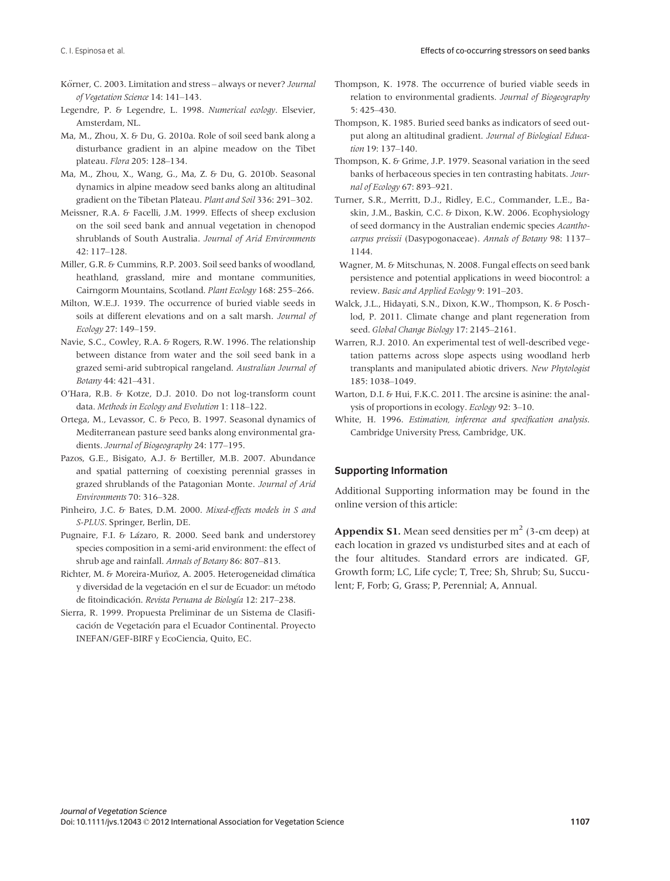Körner, C. 2003. Limitation and stress – always or never? *Journal of Vegetation Science* 14: 141–143.

Legendre, P. & Legendre, L. 1998. *Numerical ecology*. Elsevier, Amsterdam, NL.

Ma, M., Zhou, X. & Du, G. 2010a. Role of soil seed bank along a disturbance gradient in an alpine meadow on the Tibet plateau. *Flora* 205: 128–134.

Ma, M., Zhou, X., Wang, G., Ma, Z. & Du, G. 2010b. Seasonal dynamics in alpine meadow seed banks along an altitudinal gradient on the Tibetan Plateau. *Plant and Soil* 336: 291–302.

Meissner, R.A. & Facelli, J.M. 1999. Effects of sheep exclusion on the soil seed bank and annual vegetation in chenopod shrublands of South Australia. *Journal of Arid Environments* 42: 117–128.

Miller, G.R. & Cummins, R.P. 2003. Soil seed banks of woodland, heathland, grassland, mire and montane communities, Cairngorm Mountains, Scotland. *Plant Ecology* 168: 255–266.

Milton, W.E.J. 1939. The occurrence of buried viable seeds in soils at different elevations and on a salt marsh. *Journal of Ecology* 27: 149–159.

Navie, S.C., Cowley, R.A. & Rogers, R.W. 1996. The relationship between distance from water and the soil seed bank in a grazed semi-arid subtropical rangeland. *Australian Journal of Botany* 44: 421–431.

O'Hara, R.B. & Kotze, D.J. 2010. Do not log-transform count data. *Methods in Ecology and Evolution* 1: 118–122.

Ortega, M., Levassor, C. & Peco, B. 1997. Seasonal dynamics of Mediterranean pasture seed banks along environmental gradients. *Journal of Biogeography* 24: 177–195.

Pazos, G.E., Bisigato, A.J. & Bertiller, M.B. 2007. Abundance and spatial patterning of coexisting perennial grasses in grazed shrublands of the Patagonian Monte. *Journal of Arid Environments* 70: 316–328.

Pinheiro, J.C. & Bates, D.M. 2000. *Mixed-effects models in S and S-PLUS*. Springer, Berlin, DE.

Pugnaire, F.I. & Lázaro, R. 2000. Seed bank and understorey species composition in a semi-arid environment: the effect of shrub age and rainfall. *Annals of Botany* 86: 807–813.

Richter, M. & Moreira-Muñoz, A. 2005. Heterogeneidad climática y diversidad de la vegetación en el sur de Ecuador: un método de fitoindicación. *Revista Peruana de Biología* 12: 217–238.

Sierra, R. 1999. Propuesta Preliminar de un Sistema de Clasificación de Vegetación para el Ecuador Continental. Proyecto INEFAN/GEF-BIRF y EcoCiencia, Quito, EC.

Thompson, K. 1978. The occurrence of buried viable seeds in relation to environmental gradients. *Journal of Biogeography* 5: 425–430.

Thompson, K. 1985. Buried seed banks as indicators of seed output along an altitudinal gradient. *Journal of Biological Education* 19: 137–140.

Thompson, K. & Grime, J.P. 1979. Seasonal variation in the seed banks of herbaceous species in ten contrasting habitats. *Journal of Ecology* 67: 893–921.

Turner, S.R., Merritt, D.J., Ridley, E.C., Commander, L.E., Baskin, J.M., Baskin, C.C. & Dixon, K.W. 2006. Ecophysiology of seed dormancy in the Australian endemic species *Acanthocarpus preissii* (Dasypogonaceae). *Annals of Botany* 98: 1137–1144.

Wagner, M. & Mitschunas, N. 2008. Fungal effects on seed bank persistence and potential applications in weed biocontrol: a review. *Basic and Applied Ecology* 9: 191–203.

Walck, J.L., Hidayati, S.N., Dixon, K.W., Thompson, K. & Poschlod, P. 2011. Climate change and plant regeneration from seed. *Global Change Biology* 17: 2145–2161.

Warren, R.J. 2010. An experimental test of well-described vegetation patterns across slope aspects using woodland herb transplants and manipulated abiotic drivers. *New Phytologist* 185: 1038–1049.

Warton, D.I. & Hui, F.K.C. 2011. The arcsine is asinine: the analysis of proportions in ecology. *Ecology* 92: 3–10.

White, H. 1996. *Estimation, inference and specification analysis*. Cambridge University Press, Cambridge, UK.

## Supporting Information

Additional Supporting information may be found in the online version of this article:

**Appendix S1.** Mean seed densities per $m^2$ (3-cm deep) at each location in grazed vs undisturbed sites and at each of the four altitudes. Standard errors are indicated. GF, Growth form; LC, Life cycle; T, Tree; Sh, Shrub; Su, Succulent; F, Forb; G, Grass; P, Perennial; A, Annual.